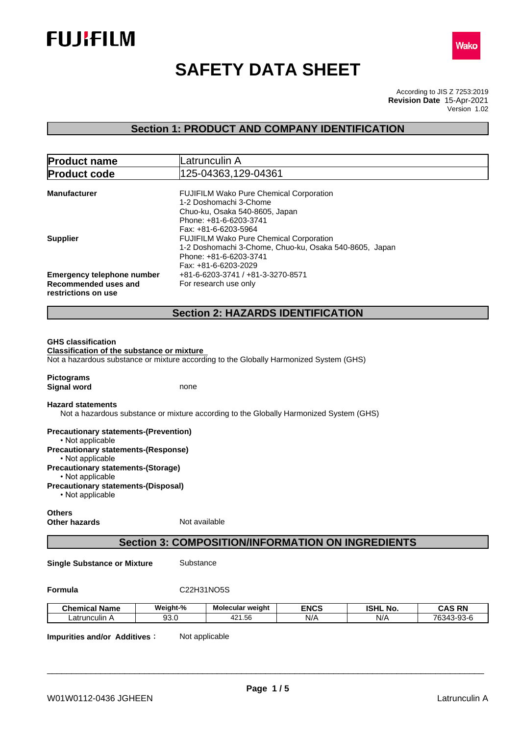FUJIFILM

Wako

# SAFETY DATA SHEET

According to JIS Z 7253:2019
**Revision Date** 15-Apr-2021
Version 1.02

## Section 1: PRODUCT AND COMPANY IDENTIFICATION

| **Product name** | Latrunculin A |
|---|---|
| **Product code** | 125-04363,129-04361 |

**Manufacturer**
FUJIFILM Wako Pure Chemical Corporation
1-2 Doshomachi 3-Chome
Chuo-ku, Osaka 540-8605, Japan
Phone: +81-6-6203-3741
Fax: +81-6-6203-5964

**Supplier**
FUJIFILM Wako Pure Chemical Corporation
1-2 Doshomachi 3-Chome, Chuo-ku, Osaka 540-8605, Japan
Phone: +81-6-6203-3741
Fax: +81-6-6203-2029

**Emergency telephone number** +81-6-6203-3741 / +81-3-3270-8571

**Recommended uses and restrictions on use** For research use only

## Section 2: HAZARDS IDENTIFICATION

**GHS classification**

**Classification of the substance or mixture**

Not a hazardous substance or mixture according to the Globally Harmonized System (GHS)

**Pictograms**

**Signal word** none

**Hazard statements**

Not a hazardous substance or mixture according to the Globally Harmonized System (GHS)

**Precautionary statements-(Prevention)**
- Not applicable

**Precautionary statements-(Response)**
- Not applicable

**Precautionary statements-(Storage)**
- Not applicable

**Precautionary statements-(Disposal)**
- Not applicable

**Others**

**Other hazards** Not available

## Section 3: COMPOSITION/INFORMATION ON INGREDIENTS

**Single Substance or Mixture** Substance

**Formula** $C_{22}H_{31}NO_5S$

| Chemical Name | Weight-% | Molecular weight | ENCS | ISHL No. | CAS RN |
|---|---|---|---|---|---|
| Latrunculin A | 93.0 | 421.56 | N/A | N/A | 76343-93-6 |

**Impurities and/or Additives**: Not applicable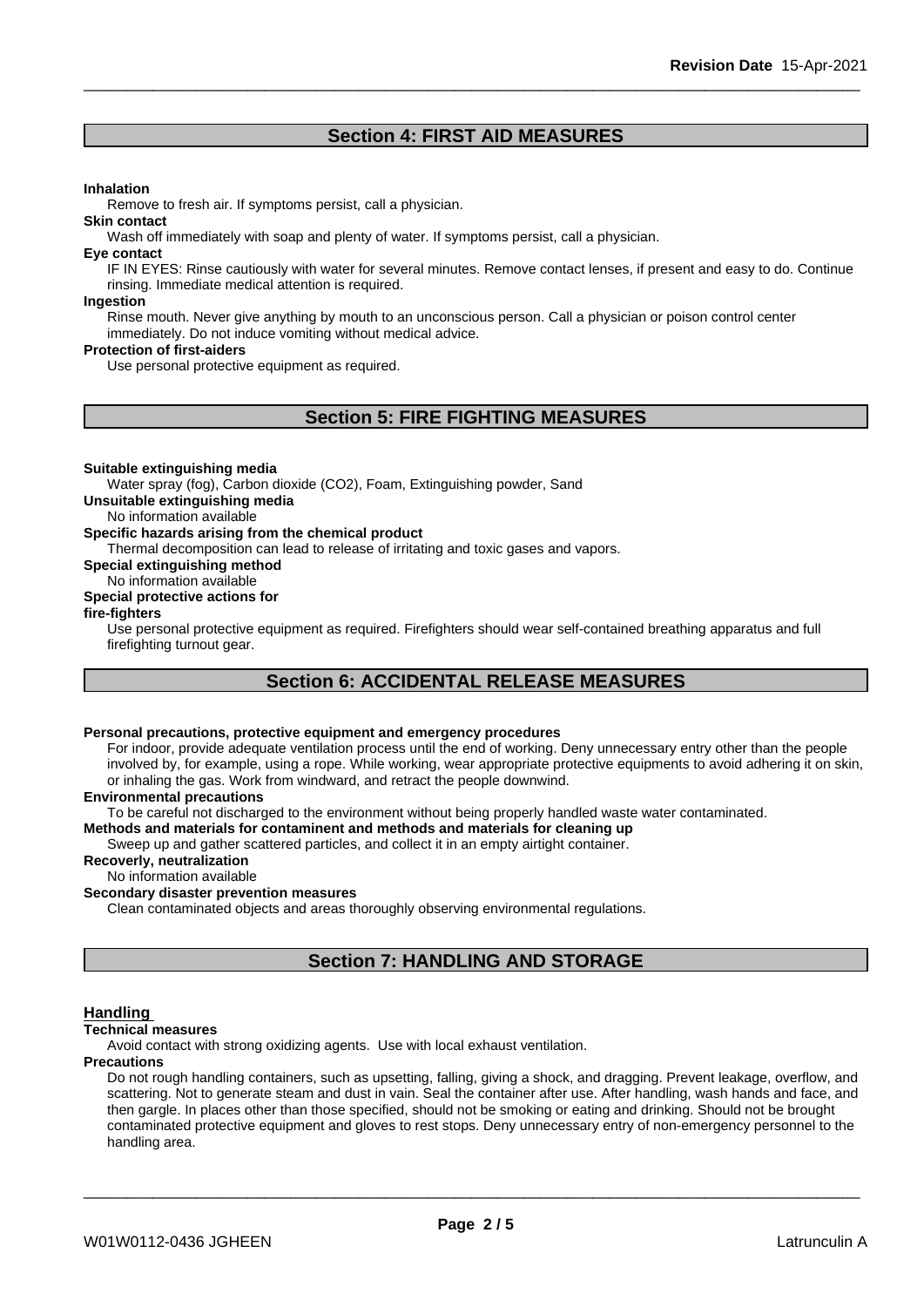## Section 4: FIRST AID MEASURES

**Inhalation**

Remove to fresh air. If symptoms persist, call a physician.

**Skin contact**

Wash off immediately with soap and plenty of water. If symptoms persist, call a physician.

**Eye contact**

IF IN EYES: Rinse cautiously with water for several minutes. Remove contact lenses, if present and easy to do. Continue rinsing. Immediate medical attention is required.

**Ingestion**

Rinse mouth. Never give anything by mouth to an unconscious person. Call a physician or poison control center immediately. Do not induce vomiting without medical advice.

**Protection of first-aiders**

Use personal protective equipment as required.

## Section 5: FIRE FIGHTING MEASURES

**Suitable extinguishing media**

Water spray (fog), Carbon dioxide ($CO_2$), Foam, Extinguishing powder, Sand

**Unsuitable extinguishing media**

No information available

**Specific hazards arising from the chemical product**

Thermal decomposition can lead to release of irritating and toxic gases and vapors.

**Special extinguishing method**

No information available

**Special protective actions for fire-fighters**

Use personal protective equipment as required. Firefighters should wear self-contained breathing apparatus and full firefighting turnout gear.

## Section 6: ACCIDENTAL RELEASE MEASURES

**Personal precautions, protective equipment and emergency procedures**

For indoor, provide adequate ventilation process until the end of working. Deny unnecessary entry other than the people involved by, for example, using a rope. While working, wear appropriate protective equipments to avoid adhering it on skin, or inhaling the gas. Work from windward, and retract the people downwind.

**Environmental precautions**

To be careful not discharged to the environment without being properly handled waste water contaminated.

**Methods and materials for contaminent and methods and materials for cleaning up**

Sweep up and gather scattered particles, and collect it in an empty airtight container.

**Recoverly, neutralization**

No information available

**Secondary disaster prevention measures**

Clean contaminated objects and areas thoroughly observing environmental regulations.

## Section 7: HANDLING AND STORAGE

### Handling

**Technical measures**

Avoid contact with strong oxidizing agents. Use with local exhaust ventilation.

**Precautions**

Do not rough handling containers, such as upsetting, falling, giving a shock, and dragging. Prevent leakage, overflow, and scattering. Not to generate steam and dust in vain. Seal the container after use. After handling, wash hands and face, and then gargle. In places other than those specified, should not be smoking or eating and drinking. Should not be brought contaminated protective equipment and gloves to rest stops. Deny unnecessary entry of non-emergency personnel to the handling area.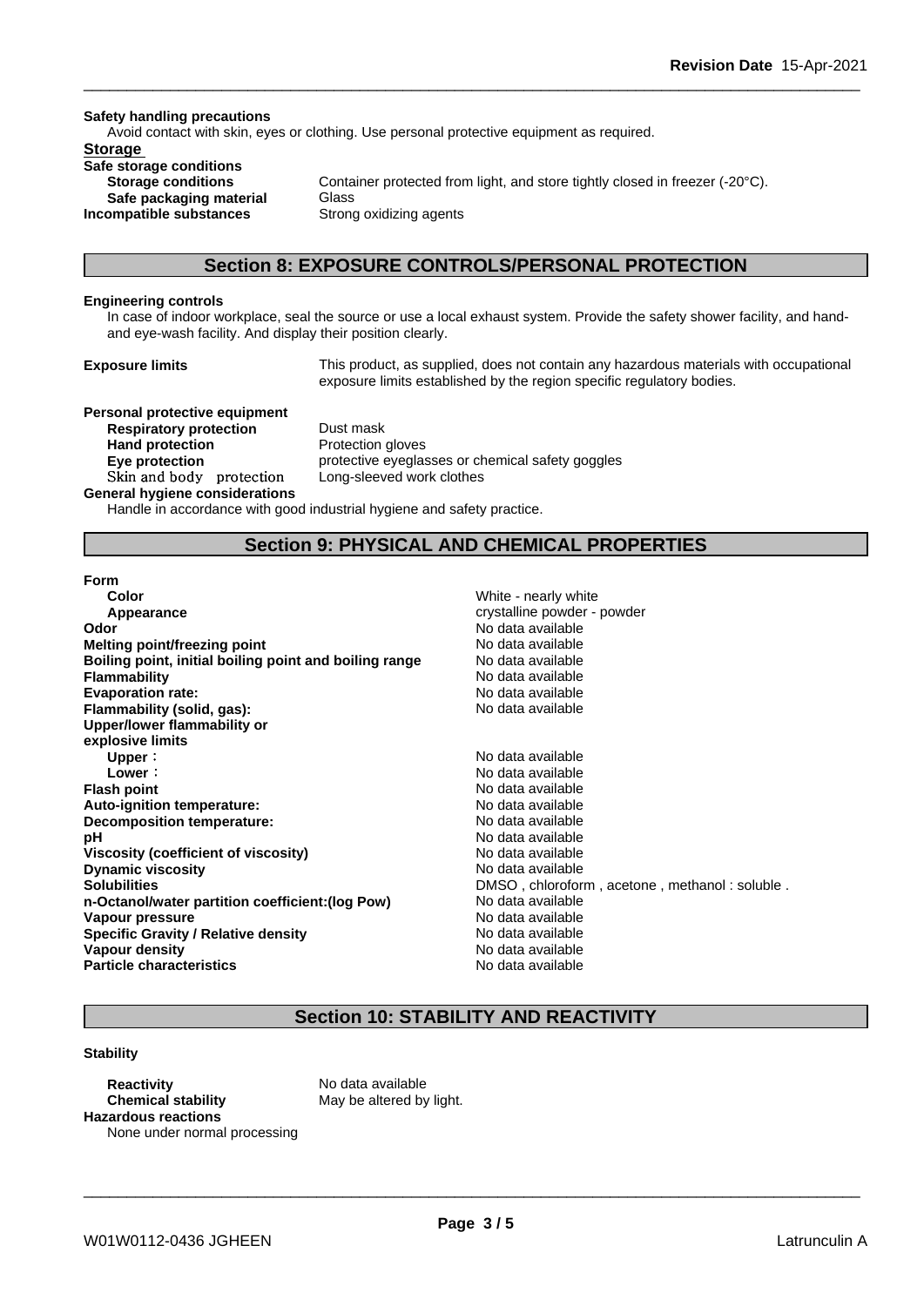**Safety handling precautions**

Avoid contact with skin, eyes or clothing. Use personal protective equipment as required.

**Storage**

**Safe storage conditions**

| | |
|---|---|
| **Storage conditions** | Container protected from light, and store tightly closed in freezer (-20°C). |
| **Safe packaging material** | Glass |
| **Incompatible substances** | Strong oxidizing agents |

## Section 8: EXPOSURE CONTROLS/PERSONAL PROTECTION

**Engineering controls**

In case of indoor workplace, seal the source or use a local exhaust system. Provide the safety shower facility, and hand- and eye-wash facility. And display their position clearly.

**Exposure limits** This product, as supplied, does not contain any hazardous materials with occupational exposure limits established by the region specific regulatory bodies.

**Personal protective equipment**

| | |
|---|---|
| **Respiratory protection** | Dust mask |
| **Hand protection** | Protection gloves |
| **Eye protection** | protective eyeglasses or chemical safety goggles |
| Skin and body protection | Long-sleeved work clothes |

**General hygiene considerations**

Handle in accordance with good industrial hygiene and safety practice.

## Section 9: PHYSICAL AND CHEMICAL PROPERTIES

**Form**

| | |
|---|---|
| **Color** | White - nearly white |
| **Appearance** | crystalline powder - powder |
| **Odor** | No data available |
| **Melting point/freezing point** | No data available |
| **Boiling point, initial boiling point and boiling range** | No data available |
| **Flammability** | No data available |
| **Evaporation rate:** | No data available |
| **Flammability (solid, gas):** | No data available |
| **Upper/lower flammability or explosive limits** | |
| **Upper**： | No data available |
| **Lower**： | No data available |
| **Flash point** | No data available |
| **Auto-ignition temperature:** | No data available |
| **Decomposition temperature:** | No data available |
| **pH** | No data available |
| **Viscosity (coefficient of viscosity)** | No data available |
| **Dynamic viscosity** | No data available |
| **Solubilities** | DMSO , chloroform , acetone , methanol : soluble . |
| **n-Octanol/water partition coefficient:(log Pow)** | No data available |
| **Vapour pressure** | No data available |
| **Specific Gravity / Relative density** | No data available |
| **Vapour density** | No data available |
| **Particle characteristics** | No data available |

## Section 10: STABILITY AND REACTIVITY

**Stability**

| | |
|---|---|
| **Reactivity** | No data available |
| **Chemical stability** | May be altered by light. |

**Hazardous reactions**

None under normal processing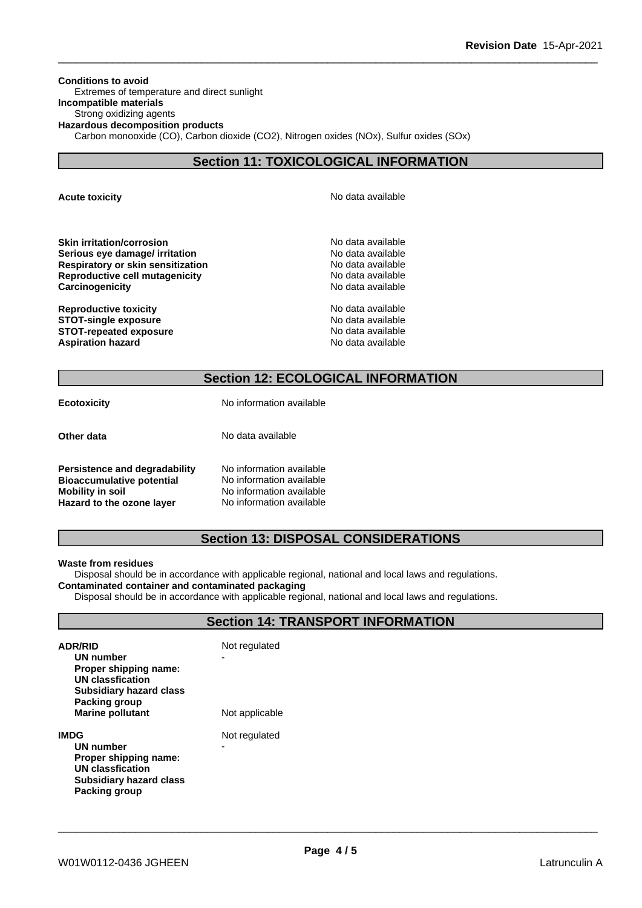**Conditions to avoid**

Extremes of temperature and direct sunlight

**Incompatible materials**

Strong oxidizing agents

**Hazardous decomposition products**

Carbon monooxide (CO), Carbon dioxide ($CO_2$), Nitrogen oxides (NOx), Sulfur oxides (SOx)

## Section 11: TOXICOLOGICAL INFORMATION

| | |
|---|---|
| **Acute toxicity** | No data available |
| **Skin irritation/corrosion** | No data available |
| **Serious eye damage/ irritation** | No data available |
| **Respiratory or skin sensitization** | No data available |
| **Reproductive cell mutagenicity** | No data available |
| **Carcinogenicity** | No data available |
| **Reproductive toxicity** | No data available |
| **STOT-single exposure** | No data available |
| **STOT-repeated exposure** | No data available |
| **Aspiration hazard** | No data available |

## Section 12: ECOLOGICAL INFORMATION

| | |
|---|---|
| **Ecotoxicity** | No information available |
| **Other data** | No data available |
| **Persistence and degradability** | No information available |
| **Bioaccumulative potential** | No information available |
| **Mobility in soil** | No information available |
| **Hazard to the ozone layer** | No information available |

## Section 13: DISPOSAL CONSIDERATIONS

**Waste from residues**

Disposal should be in accordance with applicable regional, national and local laws and regulations.

**Contaminated container and contaminated packaging**

Disposal should be in accordance with applicable regional, national and local laws and regulations.

## Section 14: TRANSPORT INFORMATION

| | |
|---|---|
| **ADR/RID** | Not regulated |
| **UN number** | - |
| **Proper shipping name:** | |
| **UN classfication** | |
| **Subsidiary hazard class** | |
| **Packing group** | |
| **Marine pollutant** | Not applicable |
| **IMDG** | Not regulated |
| **UN number** | - |
| **Proper shipping name:** | |
| **UN classfication** | |
| **Subsidiary hazard class** | |
| **Packing group** | |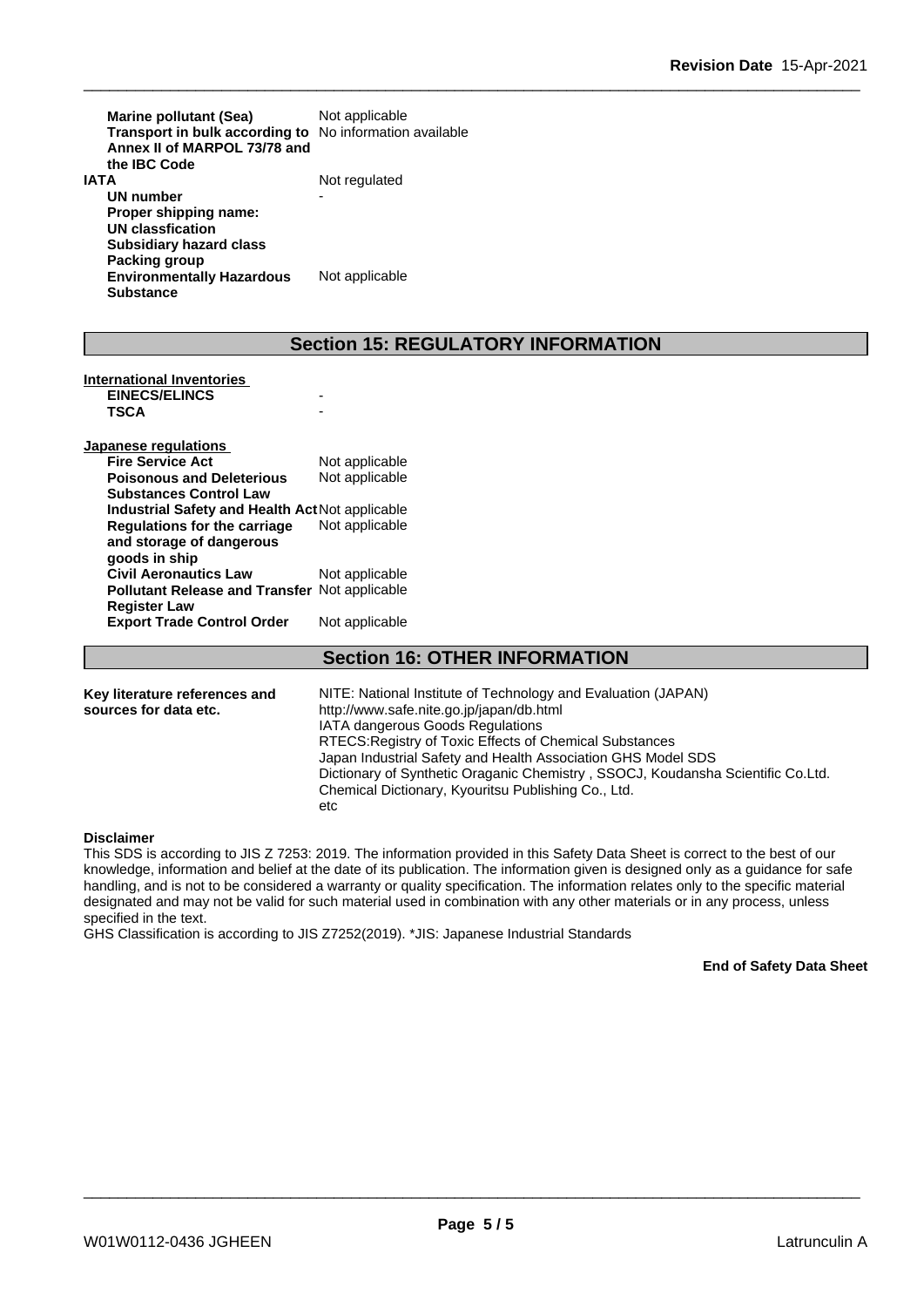| | |
|---|---|
| **Marine pollutant (Sea)** | Not applicable |
| **Transport in bulk according to Annex II of MARPOL 73/78 and the IBC Code** | No information available |
| **IATA** | Not regulated |
| **UN number** | - |
| **Proper shipping name:** | |
| **UN classfication** | |
| **Subsidiary hazard class** | |
| **Packing group** | |
| **Environmentally Hazardous Substance** | Not applicable |

## Section 15: REGULATORY INFORMATION

**International Inventories**

| | |
|---|---|
| **EINECS/ELINCS** | - |
| **TSCA** | - |

**Japanese regulations**

| | |
|---|---|
| **Fire Service Act** | Not applicable |
| **Poisonous and Deleterious Substances Control Law** | Not applicable |
| **Industrial Safety and Health Act** | Not applicable |
| **Regulations for the carriage and storage of dangerous goods in ship** | Not applicable |
| **Civil Aeronautics Law** | Not applicable |
| **Pollutant Release and Transfer Register Law** | Not applicable |
| **Export Trade Control Order** | Not applicable |

## Section 16: OTHER INFORMATION

**Key literature references and sources for data etc.**

NITE: National Institute of Technology and Evaluation (JAPAN)
http://www.safe.nite.go.jp/japan/db.html
IATA dangerous Goods Regulations
RTECS:Registry of Toxic Effects of Chemical Substances
Japan Industrial Safety and Health Association GHS Model SDS
Dictionary of Synthetic Oraganic Chemistry , SSOCJ, Koudansha Scientific Co.Ltd.
Chemical Dictionary, Kyouritsu Publishing Co., Ltd.
etc

**Disclaimer**

This SDS is according to JIS Z 7253: 2019. The information provided in this Safety Data Sheet is correct to the best of our knowledge, information and belief at the date of its publication. The information given is designed only as a guidance for safe handling, and is not to be considered a warranty or quality specification. The information relates only to the specific material designated and may not be valid for such material used in combination with any other materials or in any process, unless specified in the text.
GHS Classification is according to JIS Z7252(2019). *JIS: Japanese Industrial Standards

**End of Safety Data Sheet**